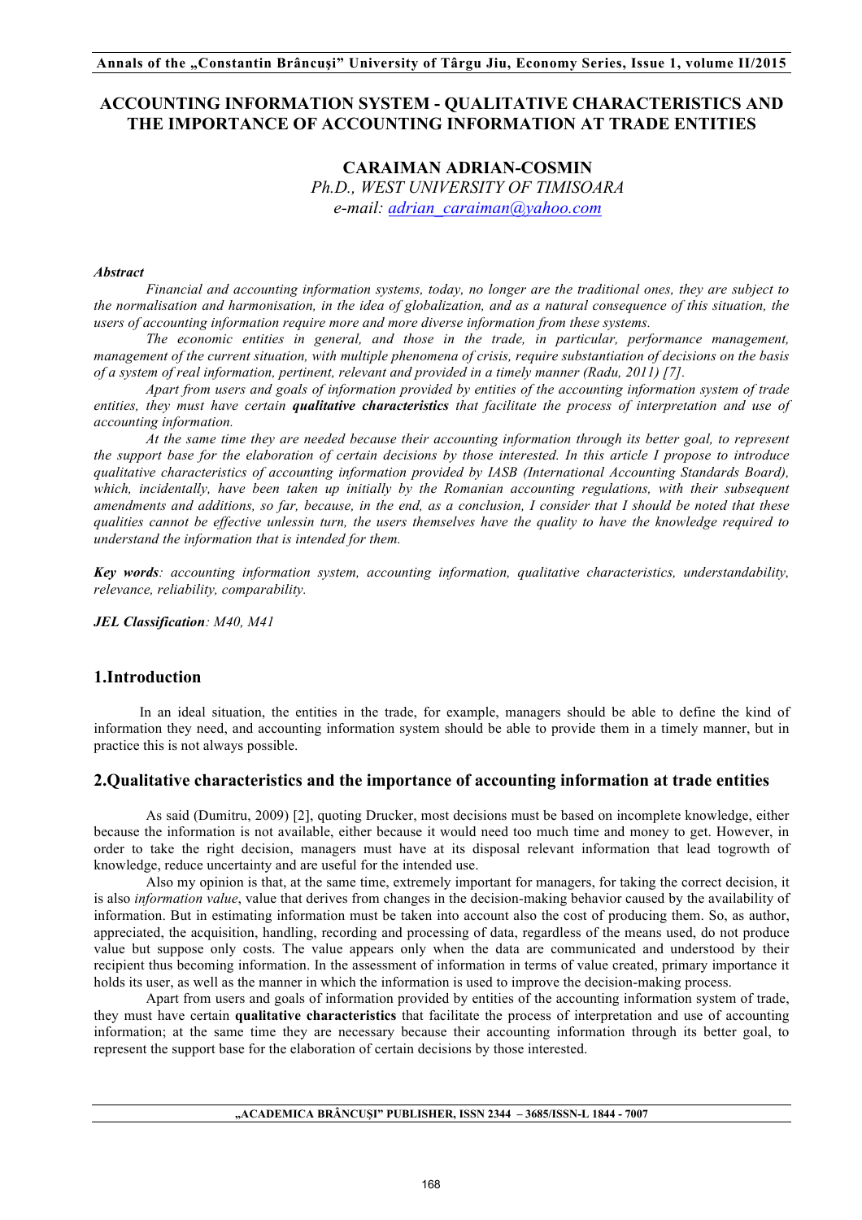# ACCOUNTING INFORMATION SYSTEM - QUALITATIVE CHARACTERISTICS AND THE IMPORTANCE OF ACCOUNTING INFORMATION AT TRADE ENTITIES

**CARAIMAN ADRIAN-COSMIN**
*Ph.D., WEST UNIVERSITY OF TIMISOARA*
*e-mail: adrian_caraiman@yahoo.com*

***Abstract***

*Financial and accounting information systems, today, no longer are the traditional ones, they are subject to the normalisation and harmonisation, in the idea of globalization, and as a natural consequence of this situation, the users of accounting information require more and more diverse information from these systems.*

*The economic entities in general, and those in the trade, in particular, performance management, management of the current situation, with multiple phenomena of crisis, require substantiation of decisions on the basis of a system of real information, pertinent, relevant and provided in a timely manner (Radu, 2011) [7].*

*Apart from users and goals of information provided by entities of the accounting information system of trade entities, they must have certain* ***qualitative characteristics*** *that facilitate the process of interpretation and use of accounting information.*

*At the same time they are needed because their accounting information through its better goal, to represent the support base for the elaboration of certain decisions by those interested. In this article I propose to introduce qualitative characteristics of accounting information provided by IASB (International Accounting Standards Board), which, incidentally, have been taken up initially by the Romanian accounting regulations, with their subsequent amendments and additions, so far, because, in the end, as a conclusion, I consider that I should be noted that these qualities cannot be effective unlessin turn, the users themselves have the quality to have the knowledge required to understand the information that is intended for them.*

***Key words****: accounting information system, accounting information, qualitative characteristics, understandability, relevance, reliability, comparability.*

***JEL Classification****: M40, M41*

## 1.Introduction

In an ideal situation, the entities in the trade, for example, managers should be able to define the kind of information they need, and accounting information system should be able to provide them in a timely manner, but in practice this is not always possible.

## 2.Qualitative characteristics and the importance of accounting information at trade entities

As said (Dumitru, 2009) [2], quoting Drucker, most decisions must be based on incomplete knowledge, either because the information is not available, either because it would need too much time and money to get. However, in order to take the right decision, managers must have at its disposal relevant information that lead togrowth of knowledge, reduce uncertainty and are useful for the intended use.

Also my opinion is that, at the same time, extremely important for managers, for taking the correct decision, it is also *information value*, value that derives from changes in the decision-making behavior caused by the availability of information. But in estimating information must be taken into account also the cost of producing them. So, as author, appreciated, the acquisition, handling, recording and processing of data, regardless of the means used, do not produce value but suppose only costs. The value appears only when the data are communicated and understood by their recipient thus becoming information. In the assessment of information in terms of value created, primary importance it holds its user, as well as the manner in which the information is used to improve the decision-making process.

Apart from users and goals of information provided by entities of the accounting information system of trade, they must have certain **qualitative characteristics** that facilitate the process of interpretation and use of accounting information; at the same time they are necessary because their accounting information through its better goal, to represent the support base for the elaboration of certain decisions by those interested.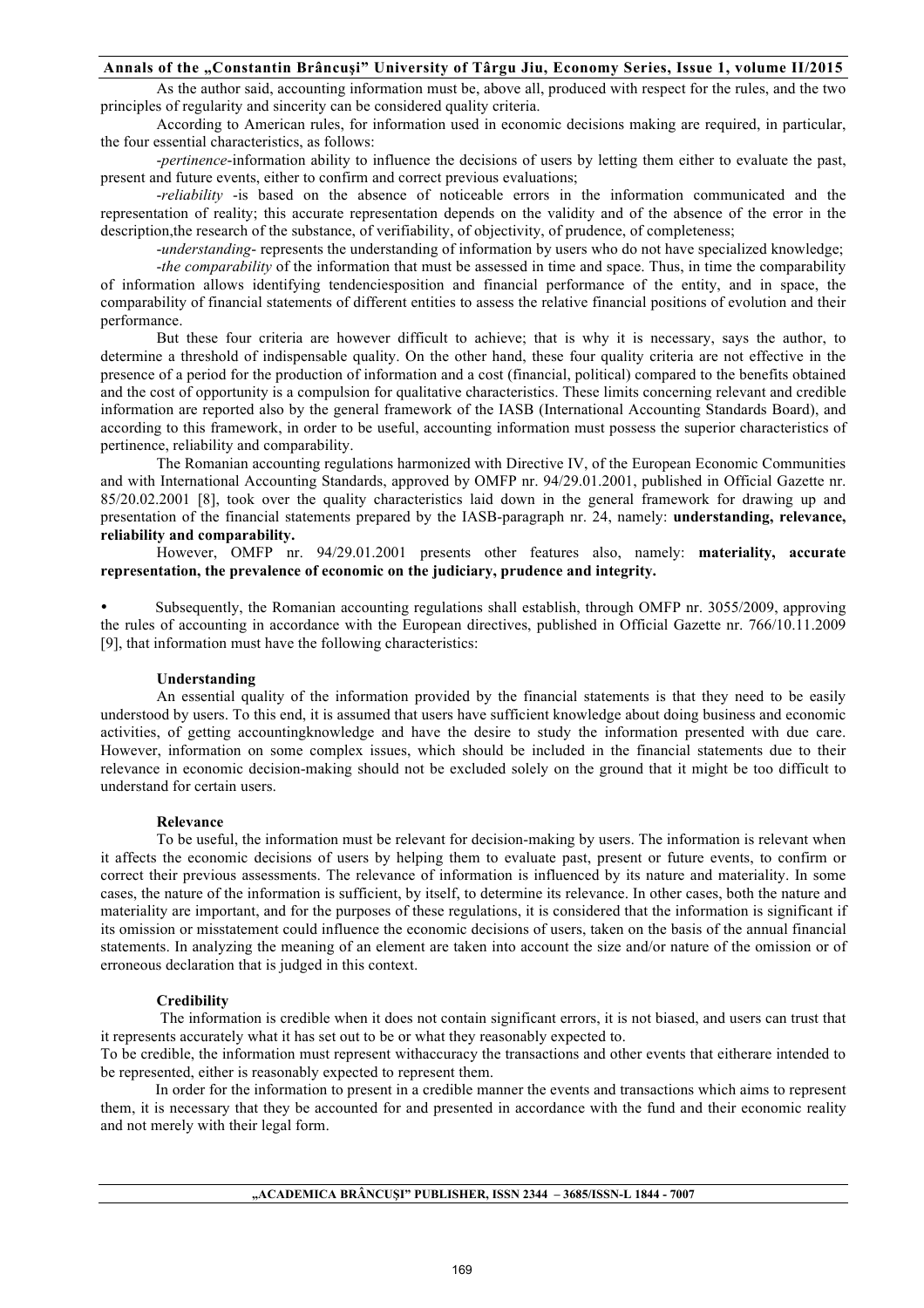As the author said, accounting information must be, above all, produced with respect for the rules, and the two principles of regularity and sincerity can be considered quality criteria.

According to American rules, for information used in economic decisions making are required, in particular, the four essential characteristics, as follows:

-*pertinence*-information ability to influence the decisions of users by letting them either to evaluate the past, present and future events, either to confirm and correct previous evaluations;

-*reliability* -is based on the absence of noticeable errors in the information communicated and the representation of reality; this accurate representation depends on the validity and of the absence of the error in the description,the research of the substance, of verifiability, of objectivity, of prudence, of completeness;

-*understanding*- represents the understanding of information by users who do not have specialized knowledge;

-*the comparability* of the information that must be assessed in time and space. Thus, in time the comparability of information allows identifying tendenciesposition and financial performance of the entity, and in space, the comparability of financial statements of different entities to assess the relative financial positions of evolution and their performance.

But these four criteria are however difficult to achieve; that is why it is necessary, says the author, to determine a threshold of indispensable quality. On the other hand, these four quality criteria are not effective in the presence of a period for the production of information and a cost (financial, political) compared to the benefits obtained and the cost of opportunity is a compulsion for qualitative characteristics. These limits concerning relevant and credible information are reported also by the general framework of the IASB (International Accounting Standards Board), and according to this framework, in order to be useful, accounting information must possess the superior characteristics of pertinence, reliability and comparability.

The Romanian accounting regulations harmonized with Directive IV, of the European Economic Communities and with International Accounting Standards, approved by OMFP nr. 94/29.01.2001, published in Official Gazette nr. 85/20.02.2001 [8], took over the quality characteristics laid down in the general framework for drawing up and presentation of the financial statements prepared by the IASB-paragraph nr. 24, namely: **understanding, relevance, reliability and comparability.**

However, OMFP nr. 94/29.01.2001 presents other features also, namely: **materiality, accurate representation, the prevalence of economic on the judiciary, prudence and integrity.**

- Subsequently, the Romanian accounting regulations shall establish, through OMFP nr. 3055/2009, approving the rules of accounting in accordance with the European directives, published in Official Gazette nr. 766/10.11.2009 [9], that information must have the following characteristics:

**Understanding**

An essential quality of the information provided by the financial statements is that they need to be easily understood by users. To this end, it is assumed that users have sufficient knowledge about doing business and economic activities, of getting accountingknowledge and have the desire to study the information presented with due care. However, information on some complex issues, which should be included in the financial statements due to their relevance in economic decision-making should not be excluded solely on the ground that it might be too difficult to understand for certain users.

**Relevance**

To be useful, the information must be relevant for decision-making by users. The information is relevant when it affects the economic decisions of users by helping them to evaluate past, present or future events, to confirm or correct their previous assessments. The relevance of information is influenced by its nature and materiality. In some cases, the nature of the information is sufficient, by itself, to determine its relevance. In other cases, both the nature and materiality are important, and for the purposes of these regulations, it is considered that the information is significant if its omission or misstatement could influence the economic decisions of users, taken on the basis of the annual financial statements. In analyzing the meaning of an element are taken into account the size and/or nature of the omission or of erroneous declaration that is judged in this context.

**Credibility**

The information is credible when it does not contain significant errors, it is not biased, and users can trust that it represents accurately what it has set out to be or what they reasonably expected to.

To be credible, the information must represent withaccuracy the transactions and other events that eitherare intended to be represented, either is reasonably expected to represent them.

In order for the information to present in a credible manner the events and transactions which aims to represent them, it is necessary that they be accounted for and presented in accordance with the fund and their economic reality and not merely with their legal form.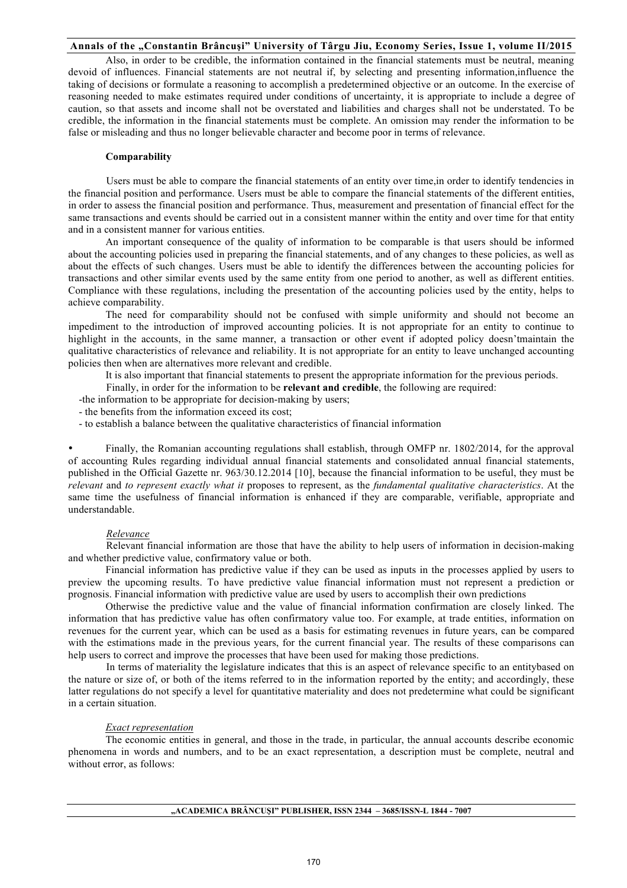Also, in order to be credible, the information contained in the financial statements must be neutral, meaning devoid of influences. Financial statements are not neutral if, by selecting and presenting information,influence the taking of decisions or formulate a reasoning to accomplish a predetermined objective or an outcome. In the exercise of reasoning needed to make estimates required under conditions of uncertainty, it is appropriate to include a degree of caution, so that assets and income shall not be overstated and liabilities and charges shall not be understated. To be credible, the information in the financial statements must be complete. An omission may render the information to be false or misleading and thus no longer believable character and become poor in terms of relevance.

**Comparability**

Users must be able to compare the financial statements of an entity over time,in order to identify tendencies in the financial position and performance. Users must be able to compare the financial statements of the different entities, in order to assess the financial position and performance. Thus, measurement and presentation of financial effect for the same transactions and events should be carried out in a consistent manner within the entity and over time for that entity and in a consistent manner for various entities.

An important consequence of the quality of information to be comparable is that users should be informed about the accounting policies used in preparing the financial statements, and of any changes to these policies, as well as about the effects of such changes. Users must be able to identify the differences between the accounting policies for transactions and other similar events used by the same entity from one period to another, as well as different entities. Compliance with these regulations, including the presentation of the accounting policies used by the entity, helps to achieve comparability.

The need for comparability should not be confused with simple uniformity and should not become an impediment to the introduction of improved accounting policies. It is not appropriate for an entity to continue to highlight in the accounts, in the same manner, a transaction or other event if adopted policy doesn'tmaintain the qualitative characteristics of relevance and reliability. It is not appropriate for an entity to leave unchanged accounting policies then when are alternatives more relevant and credible.

It is also important that financial statements to present the appropriate information for the previous periods.

Finally, in order for the information to be **relevant and credible**, the following are required:

-the information to be appropriate for decision-making by users;
- the benefits from the information exceed its cost;
- to establish a balance between the qualitative characteristics of financial information

• Finally, the Romanian accounting regulations shall establish, through OMFP nr. 1802/2014, for the approval of accounting Rules regarding individual annual financial statements and consolidated annual financial statements, published in the Official Gazette nr. 963/30.12.2014 [10], because the financial information to be useful, they must be *relevant* and *to represent exactly what it* proposes to represent, as the *fundamental qualitative characteristics*. At the same time the usefulness of financial information is enhanced if they are comparable, verifiable, appropriate and understandable.

*Relevance*

Relevant financial information are those that have the ability to help users of information in decision-making and whether predictive value, confirmatory value or both.

Financial information has predictive value if they can be used as inputs in the processes applied by users to preview the upcoming results. To have predictive value financial information must not represent a prediction or prognosis. Financial information with predictive value are used by users to accomplish their own predictions

Otherwise the predictive value and the value of financial information confirmation are closely linked. The information that has predictive value has often confirmatory value too. For example, at trade entities, information on revenues for the current year, which can be used as a basis for estimating revenues in future years, can be compared with the estimations made in the previous years, for the current financial year. The results of these comparisons can help users to correct and improve the processes that have been used for making those predictions.

In terms of materiality the legislature indicates that this is an aspect of relevance specific to an entitybased on the nature or size of, or both of the items referred to in the information reported by the entity; and accordingly, these latter regulations do not specify a level for quantitative materiality and does not predetermine what could be significant in a certain situation.

*Exact representation*

The economic entities in general, and those in the trade, in particular, the annual accounts describe economic phenomena in words and numbers, and to be an exact representation, a description must be complete, neutral and without error, as follows: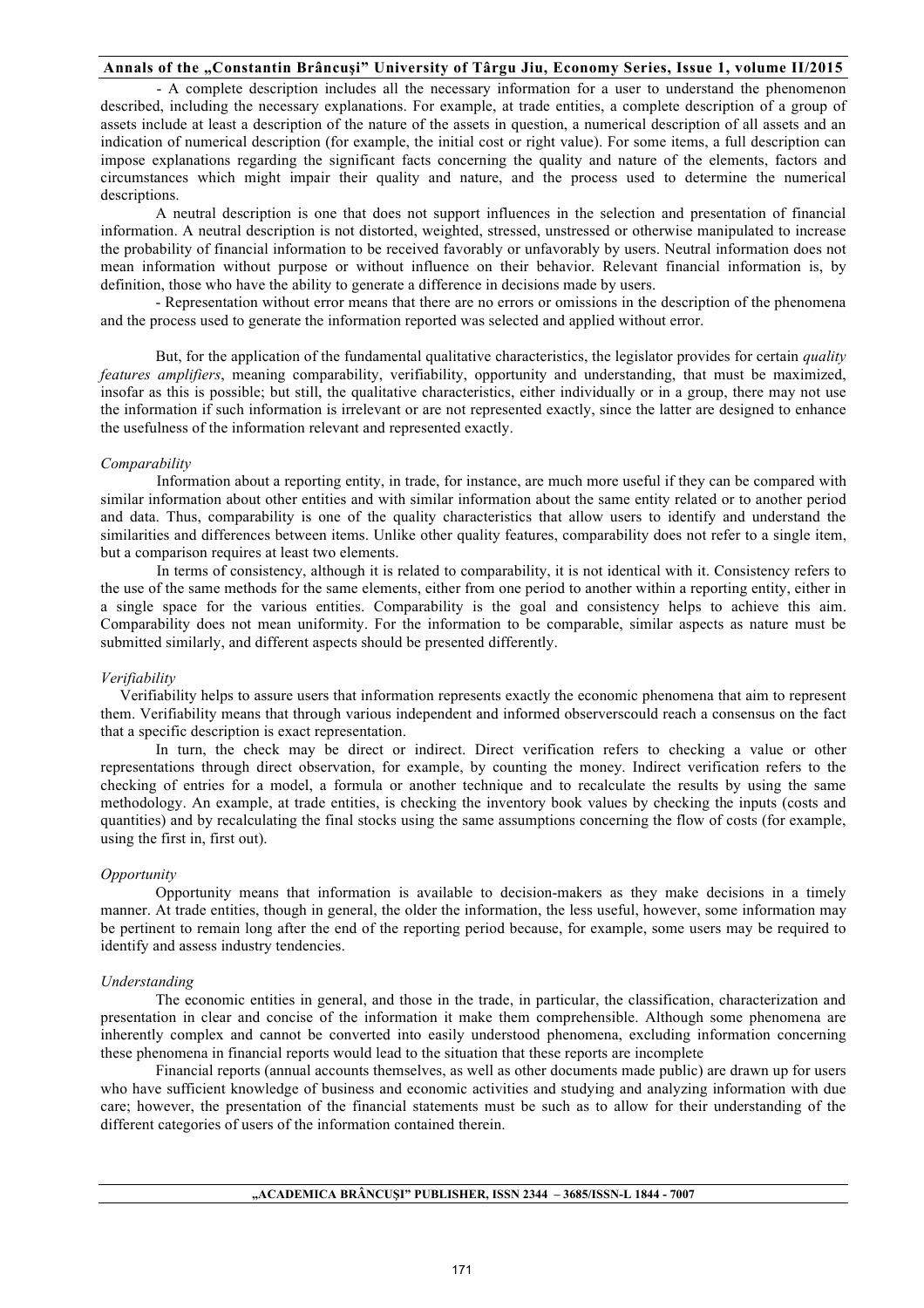- A complete description includes all the necessary information for a user to understand the phenomenon described, including the necessary explanations. For example, at trade entities, a complete description of a group of assets include at least a description of the nature of the assets in question, a numerical description of all assets and an indication of numerical description (for example, the initial cost or right value). For some items, a full description can impose explanations regarding the significant facts concerning the quality and nature of the elements, factors and circumstances which might impair their quality and nature, and the process used to determine the numerical descriptions.

A neutral description is one that does not support influences in the selection and presentation of financial information. A neutral description is not distorted, weighted, stressed, unstressed or otherwise manipulated to increase the probability of financial information to be received favorably or unfavorably by users. Neutral information does not mean information without purpose or without influence on their behavior. Relevant financial information is, by definition, those who have the ability to generate a difference in decisions made by users.

- Representation without error means that there are no errors or omissions in the description of the phenomena and the process used to generate the information reported was selected and applied without error.

But, for the application of the fundamental qualitative characteristics, the legislator provides for certain *quality features amplifiers*, meaning comparability, verifiability, opportunity and understanding, that must be maximized, insofar as this is possible; but still, the qualitative characteristics, either individually or in a group, there may not use the information if such information is irrelevant or are not represented exactly, since the latter are designed to enhance the usefulness of the information relevant and represented exactly.

*Comparability*

Information about a reporting entity, in trade, for instance, are much more useful if they can be compared with similar information about other entities and with similar information about the same entity related or to another period and data. Thus, comparability is one of the quality characteristics that allow users to identify and understand the similarities and differences between items. Unlike other quality features, comparability does not refer to a single item, but a comparison requires at least two elements.

In terms of consistency, although it is related to comparability, it is not identical with it. Consistency refers to the use of the same methods for the same elements, either from one period to another within a reporting entity, either in a single space for the various entities. Comparability is the goal and consistency helps to achieve this aim. Comparability does not mean uniformity. For the information to be comparable, similar aspects as nature must be submitted similarly, and different aspects should be presented differently.

*Verifiability*

Verifiability helps to assure users that information represents exactly the economic phenomena that aim to represent them. Verifiability means that through various independent and informed observerscould reach a consensus on the fact that a specific description is exact representation.

In turn, the check may be direct or indirect. Direct verification refers to checking a value or other representations through direct observation, for example, by counting the money. Indirect verification refers to the checking of entries for a model, a formula or another technique and to recalculate the results by using the same methodology. An example, at trade entities, is checking the inventory book values by checking the inputs (costs and quantities) and by recalculating the final stocks using the same assumptions concerning the flow of costs (for example, using the first in, first out).

*Opportunity*

Opportunity means that information is available to decision-makers as they make decisions in a timely manner. At trade entities, though in general, the older the information, the less useful, however, some information may be pertinent to remain long after the end of the reporting period because, for example, some users may be required to identify and assess industry tendencies.

*Understanding*

The economic entities in general, and those in the trade, in particular, the classification, characterization and presentation in clear and concise of the information it make them comprehensible. Although some phenomena are inherently complex and cannot be converted into easily understood phenomena, excluding information concerning these phenomena in financial reports would lead to the situation that these reports are incomplete

Financial reports (annual accounts themselves, as well as other documents made public) are drawn up for users who have sufficient knowledge of business and economic activities and studying and analyzing information with due care; however, the presentation of the financial statements must be such as to allow for their understanding of the different categories of users of the information contained therein.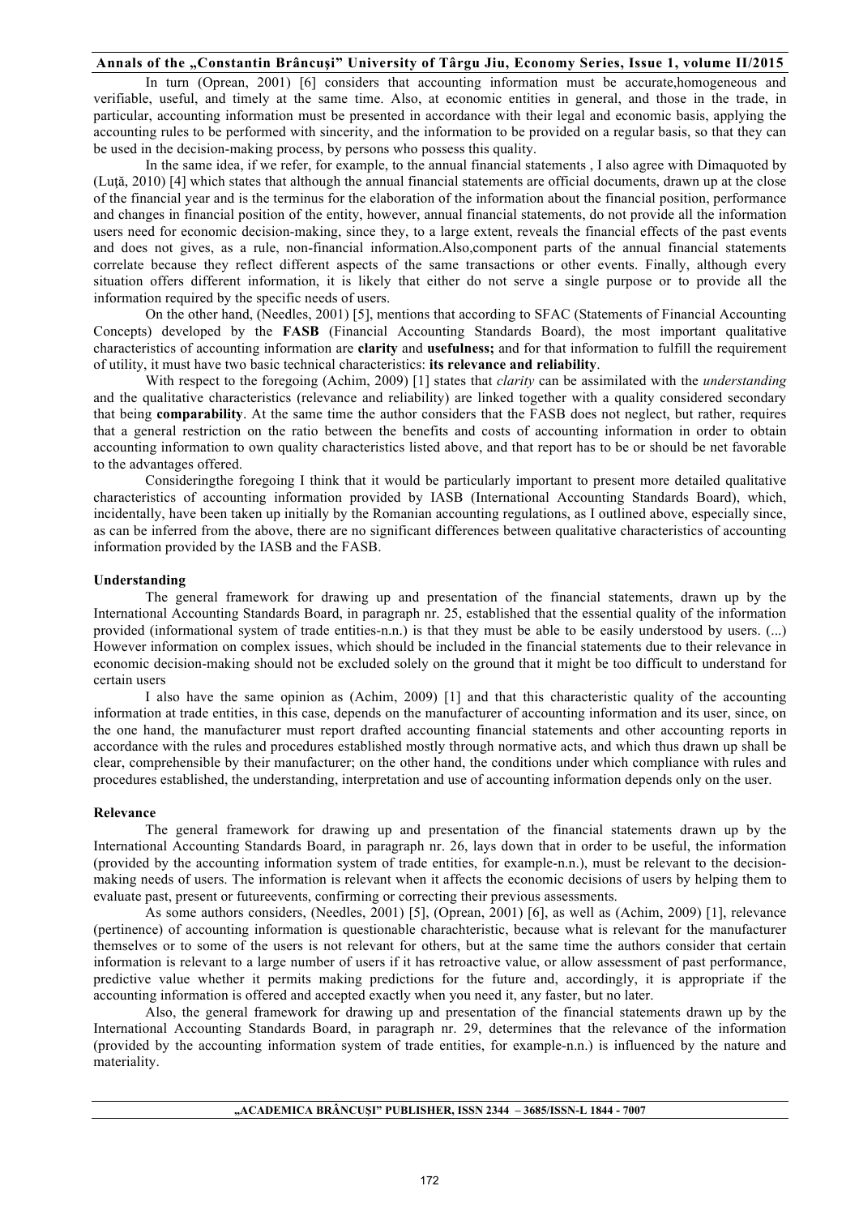In turn (Oprean, 2001) [6] considers that accounting information must be accurate,homogeneous and verifiable, useful, and timely at the same time. Also, at economic entities in general, and those in the trade, in particular, accounting information must be presented in accordance with their legal and economic basis, applying the accounting rules to be performed with sincerity, and the information to be provided on a regular basis, so that they can be used in the decision-making process, by persons who possess this quality.

In the same idea, if we refer, for example, to the annual financial statements , I also agree with Dimaquoted by (Luţă, 2010) [4] which states that although the annual financial statements are official documents, drawn up at the close of the financial year and is the terminus for the elaboration of the information about the financial position, performance and changes in financial position of the entity, however, annual financial statements, do not provide all the information users need for economic decision-making, since they, to a large extent, reveals the financial effects of the past events and does not gives, as a rule, non-financial information.Also,component parts of the annual financial statements correlate because they reflect different aspects of the same transactions or other events. Finally, although every situation offers different information, it is likely that either do not serve a single purpose or to provide all the information required by the specific needs of users.

On the other hand, (Needles, 2001) [5], mentions that according to SFAC (Statements of Financial Accounting Concepts) developed by the **FASB** (Financial Accounting Standards Board), the most important qualitative characteristics of accounting information are **clarity** and **usefulness;** and for that information to fulfill the requirement of utility, it must have two basic technical characteristics: **its relevance and reliability**.

With respect to the foregoing (Achim, 2009) [1] states that *clarity* can be assimilated with the *understanding* and the qualitative characteristics (relevance and reliability) are linked together with a quality considered secondary that being **comparability**. At the same time the author considers that the FASB does not neglect, but rather, requires that a general restriction on the ratio between the benefits and costs of accounting information in order to obtain accounting information to own quality characteristics listed above, and that report has to be or should be net favorable to the advantages offered.

Consideringthe foregoing I think that it would be particularly important to present more detailed qualitative characteristics of accounting information provided by IASB (International Accounting Standards Board), which, incidentally, have been taken up initially by the Romanian accounting regulations, as I outlined above, especially since, as can be inferred from the above, there are no significant differences between qualitative characteristics of accounting information provided by the IASB and the FASB.

**Understanding**

The general framework for drawing up and presentation of the financial statements, drawn up by the International Accounting Standards Board, in paragraph nr. 25, established that the essential quality of the information provided (informational system of trade entities-n.n.) is that they must be able to be easily understood by users. (...) However information on complex issues, which should be included in the financial statements due to their relevance in economic decision-making should not be excluded solely on the ground that it might be too difficult to understand for certain users

I also have the same opinion as (Achim, 2009) [1] and that this characteristic quality of the accounting information at trade entities, in this case, depends on the manufacturer of accounting information and its user, since, on the one hand, the manufacturer must report drafted accounting financial statements and other accounting reports in accordance with the rules and procedures established mostly through normative acts, and which thus drawn up shall be clear, comprehensible by their manufacturer; on the other hand, the conditions under which compliance with rules and procedures established, the understanding, interpretation and use of accounting information depends only on the user.

**Relevance**

The general framework for drawing up and presentation of the financial statements drawn up by the International Accounting Standards Board, in paragraph nr. 26, lays down that in order to be useful, the information (provided by the accounting information system of trade entities, for example-n.n.), must be relevant to the decision-making needs of users. The information is relevant when it affects the economic decisions of users by helping them to evaluate past, present or futureevents, confirming or correcting their previous assessments.

As some authors considers, (Needles, 2001) [5], (Oprean, 2001) [6], as well as (Achim, 2009) [1], relevance (pertinence) of accounting information is questionable charachteristic, because what is relevant for the manufacturer themselves or to some of the users is not relevant for others, but at the same time the authors consider that certain information is relevant to a large number of users if it has retroactive value, or allow assessment of past performance, predictive value whether it permits making predictions for the future and, accordingly, it is appropriate if the accounting information is offered and accepted exactly when you need it, any faster, but no later.

Also, the general framework for drawing up and presentation of the financial statements drawn up by the International Accounting Standards Board, in paragraph nr. 29, determines that the relevance of the information (provided by the accounting information system of trade entities, for example-n.n.) is influenced by the nature and materiality.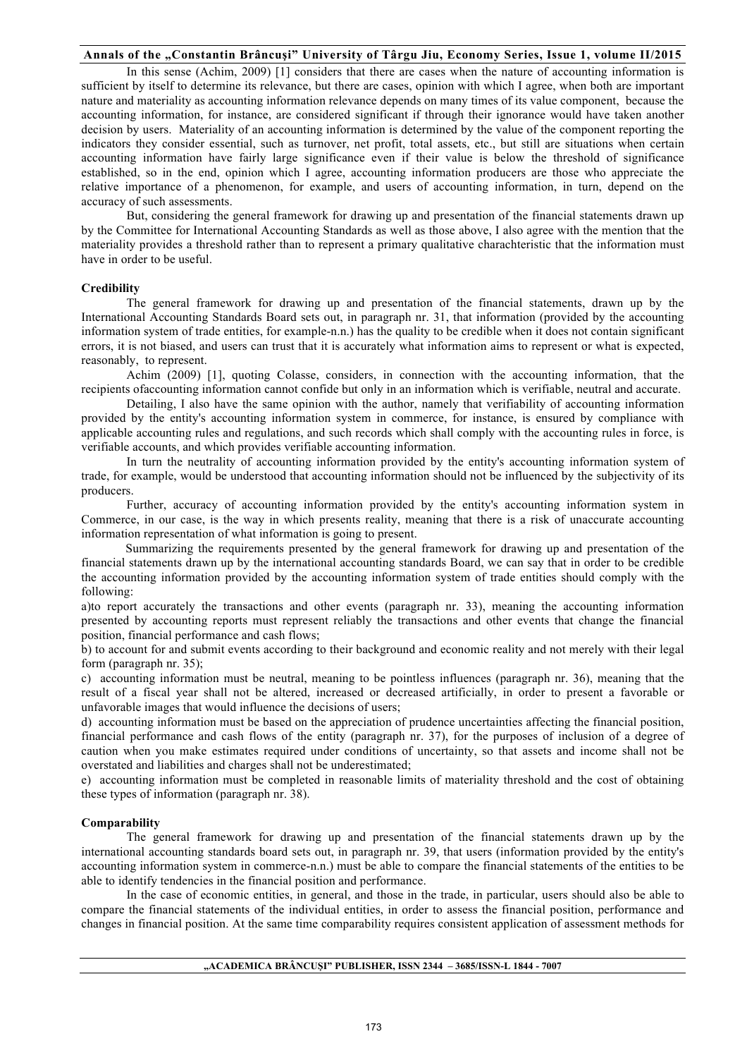In this sense (Achim, 2009) [1] considers that there are cases when the nature of accounting information is sufficient by itself to determine its relevance, but there are cases, opinion with which I agree, when both are important nature and materiality as accounting information relevance depends on many times of its value component, because the accounting information, for instance, are considered significant if through their ignorance would have taken another decision by users. Materiality of an accounting information is determined by the value of the component reporting the indicators they consider essential, such as turnover, net profit, total assets, etc., but still are situations when certain accounting information have fairly large significance even if their value is below the threshold of significance established, so in the end, opinion which I agree, accounting information producers are those who appreciate the relative importance of a phenomenon, for example, and users of accounting information, in turn, depend on the accuracy of such assessments.

But, considering the general framework for drawing up and presentation of the financial statements drawn up by the Committee for International Accounting Standards as well as those above, I also agree with the mention that the materiality provides a threshold rather than to represent a primary qualitative charachteristic that the information must have in order to be useful.

**Credibility**

The general framework for drawing up and presentation of the financial statements, drawn up by the International Accounting Standards Board sets out, in paragraph nr. 31, that information (provided by the accounting information system of trade entities, for example-n.n.) has the quality to be credible when it does not contain significant errors, it is not biased, and users can trust that it is accurately what information aims to represent or what is expected, reasonably, to represent.

Achim (2009) [1], quoting Colasse, considers, in connection with the accounting information, that the recipients ofaccounting information cannot confide but only in an information which is verifiable, neutral and accurate.

Detailing, I also have the same opinion with the author, namely that verifiability of accounting information provided by the entity's accounting information system in commerce, for instance, is ensured by compliance with applicable accounting rules and regulations, and such records which shall comply with the accounting rules in force, is verifiable accounts, and which provides verifiable accounting information.

In turn the neutrality of accounting information provided by the entity's accounting information system of trade, for example, would be understood that accounting information should not be influenced by the subjectivity of its producers.

Further, accuracy of accounting information provided by the entity's accounting information system in Commerce, in our case, is the way in which presents reality, meaning that there is a risk of unaccurate accounting information representation of what information is going to present.

Summarizing the requirements presented by the general framework for drawing up and presentation of the financial statements drawn up by the international accounting standards Board, we can say that in order to be credible the accounting information provided by the accounting information system of trade entities should comply with the following:

a)to report accurately the transactions and other events (paragraph nr. 33), meaning the accounting information presented by accounting reports must represent reliably the transactions and other events that change the financial position, financial performance and cash flows;

b) to account for and submit events according to their background and economic reality and not merely with their legal form (paragraph nr. 35);

c) accounting information must be neutral, meaning to be pointless influences (paragraph nr. 36), meaning that the result of a fiscal year shall not be altered, increased or decreased artificially, in order to present a favorable or unfavorable images that would influence the decisions of users;

d) accounting information must be based on the appreciation of prudence uncertainties affecting the financial position, financial performance and cash flows of the entity (paragraph nr. 37), for the purposes of inclusion of a degree of caution when you make estimates required under conditions of uncertainty, so that assets and income shall not be overstated and liabilities and charges shall not be underestimated;

e) accounting information must be completed in reasonable limits of materiality threshold and the cost of obtaining these types of information (paragraph nr. 38).

**Comparability**

The general framework for drawing up and presentation of the financial statements drawn up by the international accounting standards board sets out, in paragraph nr. 39, that users (information provided by the entity's accounting information system in commerce-n.n.) must be able to compare the financial statements of the entities to be able to identify tendencies in the financial position and performance.

In the case of economic entities, in general, and those in the trade, in particular, users should also be able to compare the financial statements of the individual entities, in order to assess the financial position, performance and changes in financial position. At the same time comparability requires consistent application of assessment methods for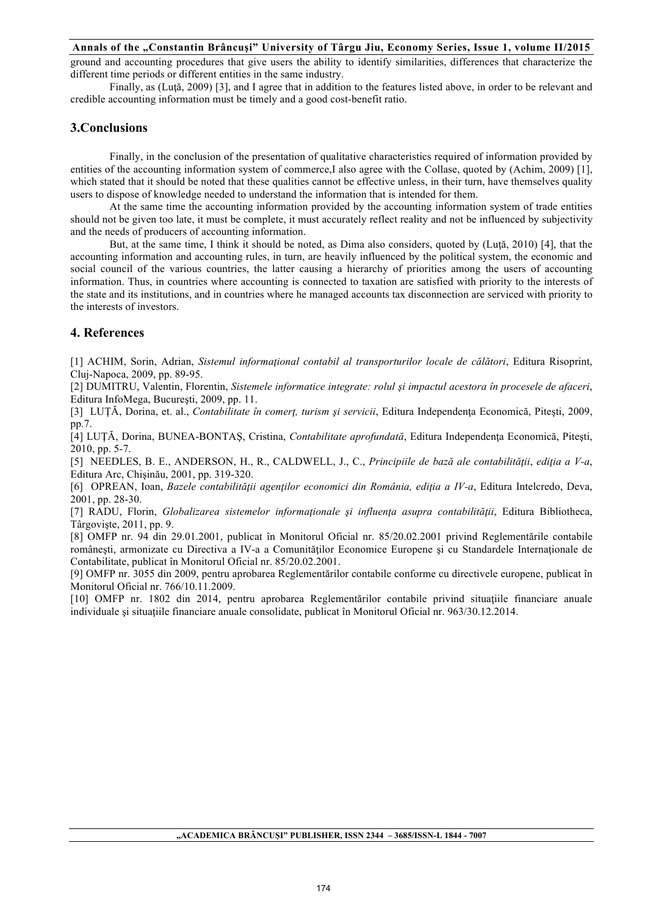ground and accounting procedures that give users the ability to identify similarities, differences that characterize the different time periods or different entities in the same industry.

Finally, as (Luţă, 2009) [3], and I agree that in addition to the features listed above, in order to be relevant and credible accounting information must be timely and a good cost-benefit ratio.

## 3.Conclusions

Finally, in the conclusion of the presentation of qualitative characteristics required of information provided by entities of the accounting information system of commerce,I also agree with the Collase, quoted by (Achim, 2009) [1], which stated that it should be noted that these qualities cannot be effective unless, in their turn, have themselves quality users to dispose of knowledge needed to understand the information that is intended for them.

At the same time the accounting information provided by the accounting information system of trade entities should not be given too late, it must be complete, it must accurately reflect reality and not be influenced by subjectivity and the needs of producers of accounting information.

But, at the same time, I think it should be noted, as Dima also considers, quoted by (Luţă, 2010) [4], that the accounting information and accounting rules, in turn, are heavily influenced by the political system, the economic and social council of the various countries, the latter causing a hierarchy of priorities among the users of accounting information. Thus, in countries where accounting is connected to taxation are satisfied with priority to the interests of the state and its institutions, and in countries where he managed accounts tax disconnection are serviced with priority to the interests of investors.

## 4. References

[1] ACHIM, Sorin, Adrian, *Sistemul informaţional contabil al transporturilor locale de călători*, Editura Risoprint, Cluj-Napoca, 2009, pp. 89-95.

[2] DUMITRU, Valentin, Florentin, *Sistemele informatice integrate: rolul şi impactul acestora în procesele de afaceri*, Editura InfoMega, Bucureşti, 2009, pp. 11.

[3] LUŢĂ, Dorina, et. al., *Contabilitate în comerţ, turism şi servicii*, Editura Independenţa Economică, Piteşti, 2009, pp.7.

[4] LUŢĂ, Dorina, BUNEA-BONTAŞ, Cristina, *Contabilitate aprofundată*, Editura Independenţa Economică, Piteşti, 2010, pp. 5-7.

[5] NEEDLES, B. E., ANDERSON, H., R., CALDWELL, J., C., *Principiile de bază ale contabilităţii*, *ediţia a V-a*, Editura Arc, Chişinău, 2001, pp. 319-320.

[6] OPREAN, Ioan, *Bazele contabilităţii agenţilor economici din România, ediţia a IV-a*, Editura Intelcredo, Deva, 2001, pp. 28-30.

[7] RADU, Florin, *Globalizarea sistemelor informaţionale şi influenţa asupra contabilităţii*, Editura Bibliotheca, Târgovişte, 2011, pp. 9.

[8] OMFP nr. 94 din 29.01.2001, publicat în Monitorul Oficial nr. 85/20.02.2001 privind Reglementările contabile româneşti, armonizate cu Directiva a IV-a a Comunităţilor Economice Europene şi cu Standardele Internaţionale de Contabilitate, publicat în Monitorul Oficial nr. 85/20.02.2001.

[9] OMFP nr. 3055 din 2009, pentru aprobarea Reglementărilor contabile conforme cu directivele europene, publicat în Monitorul Oficial nr. 766/10.11.2009.

[10] OMFP nr. 1802 din 2014, pentru aprobarea Reglementărilor contabile privind situaţiile financiare anuale individuale şi situaţiile financiare anuale consolidate, publicat în Monitorul Oficial nr. 963/30.12.2014.